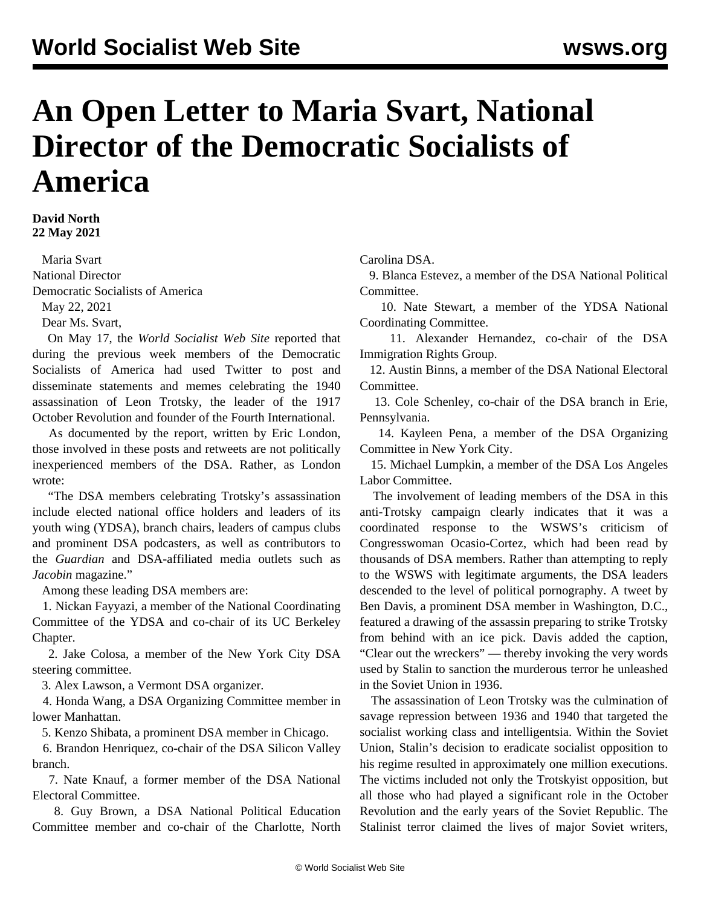# An Open Letter to Maria Svart, National Director of the Democratic Socialists of America

**David North**
**22 May 2021**

Maria Svart
National Director
Democratic Socialists of America

May 22, 2021

Dear Ms. Svart,

On May 17, the *World Socialist Web Site* reported that during the previous week members of the Democratic Socialists of America had used Twitter to post and disseminate statements and memes celebrating the 1940 assassination of Leon Trotsky, the leader of the 1917 October Revolution and founder of the Fourth International.

As documented by the report, written by Eric London, those involved in these posts and retweets are not politically inexperienced members of the DSA. Rather, as London wrote:

"The DSA members celebrating Trotsky's assassination include elected national office holders and leaders of its youth wing (YDSA), branch chairs, leaders of campus clubs and prominent DSA podcasters, as well as contributors to the *Guardian* and DSA-affiliated media outlets such as *Jacobin* magazine."

Among these leading DSA members are:

1. Nickan Fayyazi, a member of the National Coordinating Committee of the YDSA and co-chair of its UC Berkeley Chapter.
2. Jake Colosa, a member of the New York City DSA steering committee.
3. Alex Lawson, a Vermont DSA organizer.
4. Honda Wang, a DSA Organizing Committee member in lower Manhattan.
5. Kenzo Shibata, a prominent DSA member in Chicago.
6. Brandon Henriquez, co-chair of the DSA Silicon Valley branch.
7. Nate Knauf, a former member of the DSA National Electoral Committee.
8. Guy Brown, a DSA National Political Education Committee member and co-chair of the Charlotte, North Carolina DSA.
9. Blanca Estevez, a member of the DSA National Political Committee.
10. Nate Stewart, a member of the YDSA National Coordinating Committee.
11. Alexander Hernandez, co-chair of the DSA Immigration Rights Group.
12. Austin Binns, a member of the DSA National Electoral Committee.
13. Cole Schenley, co-chair of the DSA branch in Erie, Pennsylvania.
14. Kayleen Pena, a member of the DSA Organizing Committee in New York City.
15. Michael Lumpkin, a member of the DSA Los Angeles Labor Committee.

The involvement of leading members of the DSA in this anti-Trotsky campaign clearly indicates that it was a coordinated response to the WSWS's criticism of Congresswoman Ocasio-Cortez, which had been read by thousands of DSA members. Rather than attempting to reply to the WSWS with legitimate arguments, the DSA leaders descended to the level of political pornography. A tweet by Ben Davis, a prominent DSA member in Washington, D.C., featured a drawing of the assassin preparing to strike Trotsky from behind with an ice pick. Davis added the caption, "Clear out the wreckers" — thereby invoking the very words used by Stalin to sanction the murderous terror he unleashed in the Soviet Union in 1936.

The assassination of Leon Trotsky was the culmination of savage repression between 1936 and 1940 that targeted the socialist working class and intelligentsia. Within the Soviet Union, Stalin's decision to eradicate socialist opposition to his regime resulted in approximately one million executions. The victims included not only the Trotskyist opposition, but all those who had played a significant role in the October Revolution and the early years of the Soviet Republic. The Stalinist terror claimed the lives of major Soviet writers,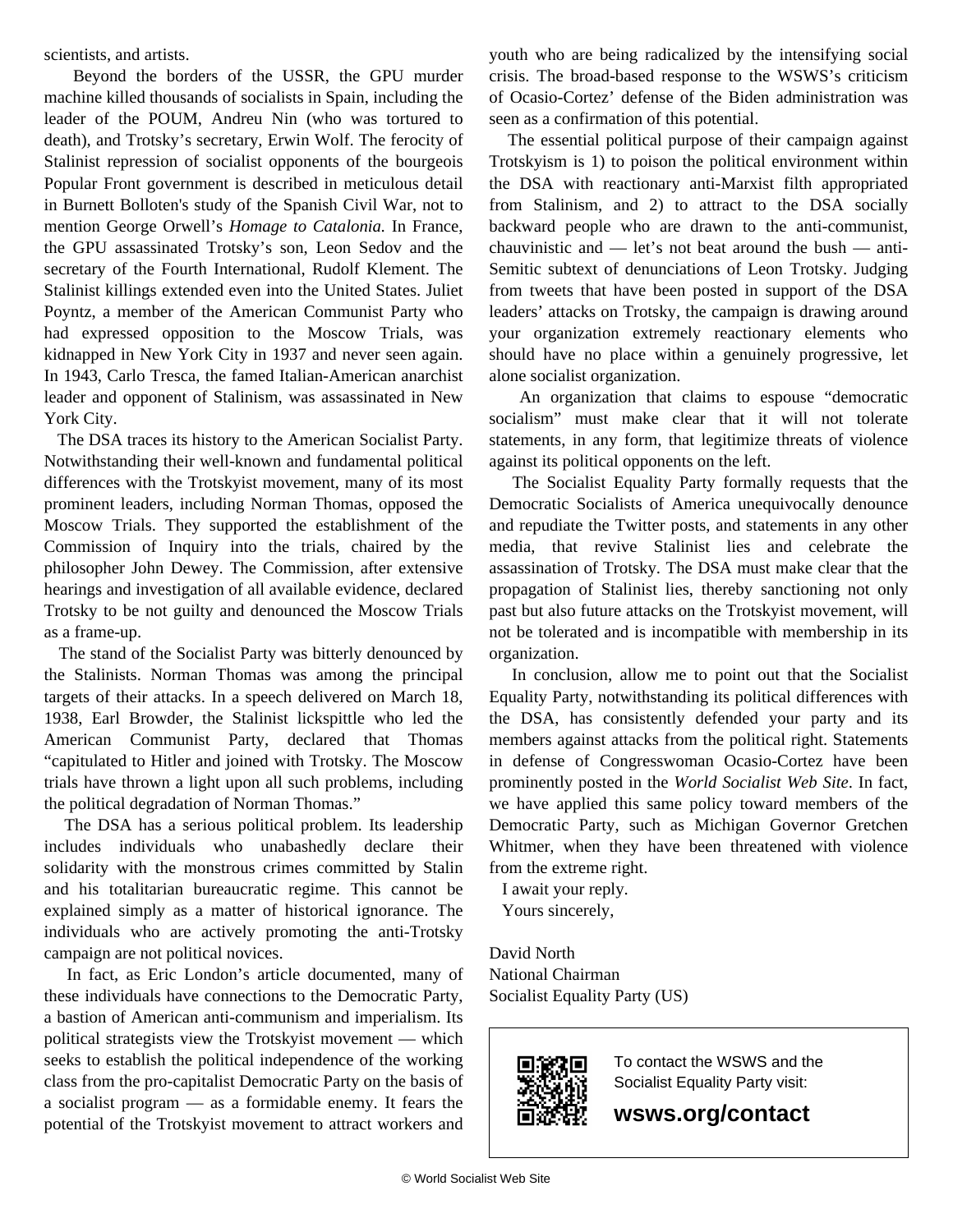scientists, and artists.

Beyond the borders of the USSR, the GPU murder machine killed thousands of socialists in Spain, including the leader of the POUM, Andreu Nin (who was tortured to death), and Trotsky's secretary, Erwin Wolf. The ferocity of Stalinist repression of socialist opponents of the bourgeois Popular Front government is described in meticulous detail in Burnett Bolloten's study of the Spanish Civil War, not to mention George Orwell's *Homage to Catalonia.* In France, the GPU assassinated Trotsky's son, Leon Sedov and the secretary of the Fourth International, Rudolf Klement. The Stalinist killings extended even into the United States. Juliet Poyntz, a member of the American Communist Party who had expressed opposition to the Moscow Trials, was kidnapped in New York City in 1937 and never seen again. In 1943, Carlo Tresca, the famed Italian-American anarchist leader and opponent of Stalinism, was assassinated in New York City.

The DSA traces its history to the American Socialist Party. Notwithstanding their well-known and fundamental political differences with the Trotskyist movement, many of its most prominent leaders, including Norman Thomas, opposed the Moscow Trials. They supported the establishment of the Commission of Inquiry into the trials, chaired by the philosopher John Dewey. The Commission, after extensive hearings and investigation of all available evidence, declared Trotsky to be not guilty and denounced the Moscow Trials as a frame-up.

The stand of the Socialist Party was bitterly denounced by the Stalinists. Norman Thomas was among the principal targets of their attacks. In a speech delivered on March 18, 1938, Earl Browder, the Stalinist lickspittle who led the American Communist Party, declared that Thomas "capitulated to Hitler and joined with Trotsky. The Moscow trials have thrown a light upon all such problems, including the political degradation of Norman Thomas."

The DSA has a serious political problem. Its leadership includes individuals who unabashedly declare their solidarity with the monstrous crimes committed by Stalin and his totalitarian bureaucratic regime. This cannot be explained simply as a matter of historical ignorance. The individuals who are actively promoting the anti-Trotsky campaign are not political novices.

In fact, as Eric London's article documented, many of these individuals have connections to the Democratic Party, a bastion of American anti-communism and imperialism. Its political strategists view the Trotskyist movement — which seeks to establish the political independence of the working class from the pro-capitalist Democratic Party on the basis of a socialist program — as a formidable enemy. It fears the potential of the Trotskyist movement to attract workers and youth who are being radicalized by the intensifying social crisis. The broad-based response to the WSWS's criticism of Ocasio-Cortez' defense of the Biden administration was seen as a confirmation of this potential.

The essential political purpose of their campaign against Trotskyism is 1) to poison the political environment within the DSA with reactionary anti-Marxist filth appropriated from Stalinism, and 2) to attract to the DSA socially backward people who are drawn to the anti-communist, chauvinistic and — let's not beat around the bush — anti-Semitic subtext of denunciations of Leon Trotsky. Judging from tweets that have been posted in support of the DSA leaders' attacks on Trotsky, the campaign is drawing around your organization extremely reactionary elements who should have no place within a genuinely progressive, let alone socialist organization.

An organization that claims to espouse "democratic socialism" must make clear that it will not tolerate statements, in any form, that legitimize threats of violence against its political opponents on the left.

The Socialist Equality Party formally requests that the Democratic Socialists of America unequivocally denounce and repudiate the Twitter posts, and statements in any other media, that revive Stalinist lies and celebrate the assassination of Trotsky. The DSA must make clear that the propagation of Stalinist lies, thereby sanctioning not only past but also future attacks on the Trotskyist movement, will not be tolerated and is incompatible with membership in its organization.

In conclusion, allow me to point out that the Socialist Equality Party, notwithstanding its political differences with the DSA, has consistently defended your party and its members against attacks from the political right. Statements in defense of Congresswoman Ocasio-Cortez have been prominently posted in the *World Socialist Web Site*. In fact, we have applied this same policy toward members of the Democratic Party, such as Michigan Governor Gretchen Whitmer, when they have been threatened with violence from the extreme right.

I await your reply.

Yours sincerely,

David North
National Chairman
Socialist Equality Party (US)

To contact the WSWS and the Socialist Equality Party visit:

**wsws.org/contact**